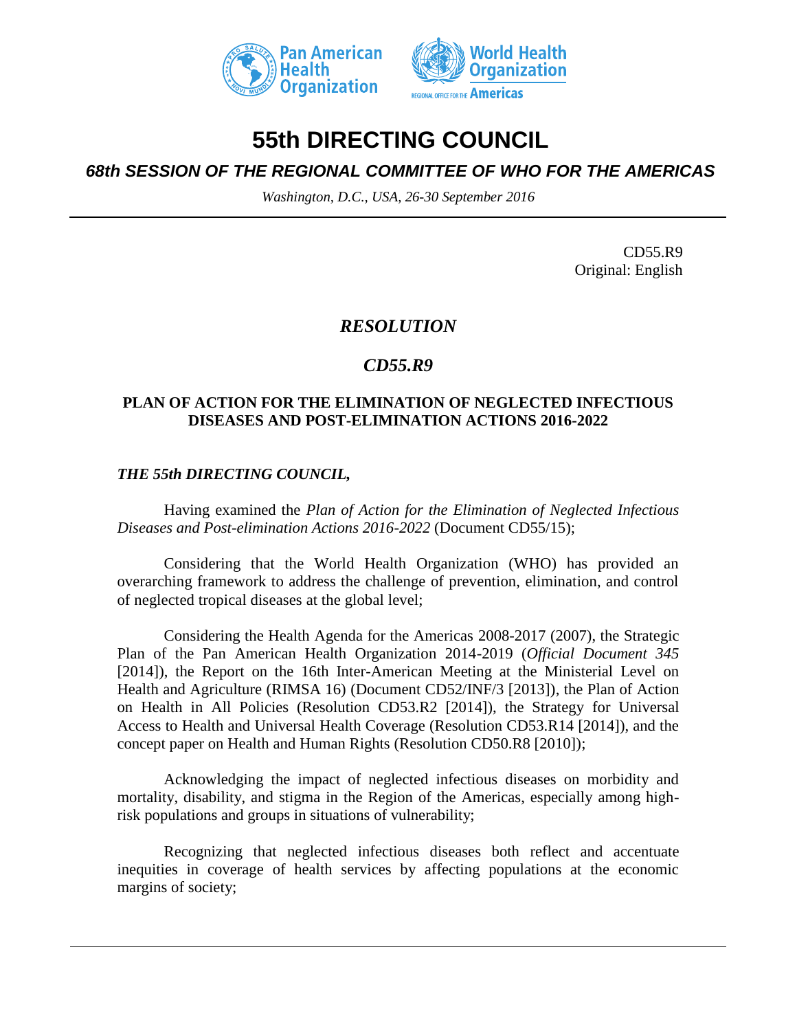# 55th DIRECTING COUNCIL

## *68th SESSION OF THE REGIONAL COMMITTEE OF WHO FOR THE AMERICAS*

*Washington, D.C., USA, 26-30 September 2016*

CD55.R9
Original: English

## *RESOLUTION*

## *CD55.R9*

### PLAN OF ACTION FOR THE ELIMINATION OF NEGLECTED INFECTIOUS DISEASES AND POST-ELIMINATION ACTIONS 2016-2022

***THE 55th DIRECTING COUNCIL,***

Having examined the *Plan of Action for the Elimination of Neglected Infectious Diseases and Post-elimination Actions 2016-2022* (Document CD55/15);

Considering that the World Health Organization (WHO) has provided an overarching framework to address the challenge of prevention, elimination, and control of neglected tropical diseases at the global level;

Considering the Health Agenda for the Americas 2008-2017 (2007), the Strategic Plan of the Pan American Health Organization 2014-2019 (*Official Document 345* [2014]), the Report on the 16th Inter-American Meeting at the Ministerial Level on Health and Agriculture (RIMSA 16) (Document CD52/INF/3 [2013]), the Plan of Action on Health in All Policies (Resolution CD53.R2 [2014]), the Strategy for Universal Access to Health and Universal Health Coverage (Resolution CD53.R14 [2014]), and the concept paper on Health and Human Rights (Resolution CD50.R8 [2010]);

Acknowledging the impact of neglected infectious diseases on morbidity and mortality, disability, and stigma in the Region of the Americas, especially among high-risk populations and groups in situations of vulnerability;

Recognizing that neglected infectious diseases both reflect and accentuate inequities in coverage of health services by affecting populations at the economic margins of society;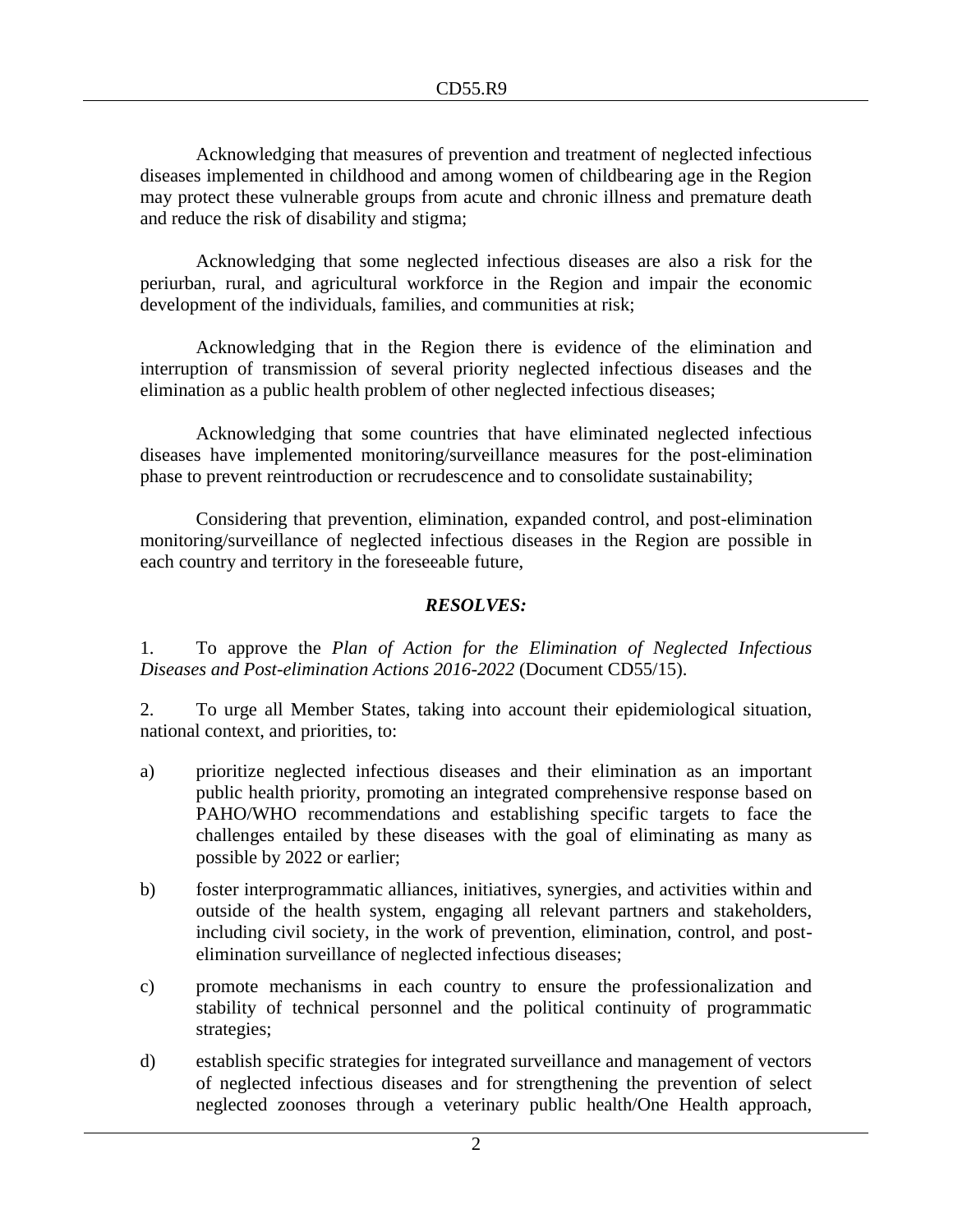Acknowledging that measures of prevention and treatment of neglected infectious diseases implemented in childhood and among women of childbearing age in the Region may protect these vulnerable groups from acute and chronic illness and premature death and reduce the risk of disability and stigma;

Acknowledging that some neglected infectious diseases are also a risk for the periurban, rural, and agricultural workforce in the Region and impair the economic development of the individuals, families, and communities at risk;

Acknowledging that in the Region there is evidence of the elimination and interruption of transmission of several priority neglected infectious diseases and the elimination as a public health problem of other neglected infectious diseases;

Acknowledging that some countries that have eliminated neglected infectious diseases have implemented monitoring/surveillance measures for the post-elimination phase to prevent reintroduction or recrudescence and to consolidate sustainability;

Considering that prevention, elimination, expanded control, and post-elimination monitoring/surveillance of neglected infectious diseases in the Region are possible in each country and territory in the foreseeable future,

***RESOLVES:***

1. To approve the *Plan of Action for the Elimination of Neglected Infectious Diseases and Post-elimination Actions 2016-2022* (Document CD55/15).

2. To urge all Member States, taking into account their epidemiological situation, national context, and priorities, to:

a) prioritize neglected infectious diseases and their elimination as an important public health priority, promoting an integrated comprehensive response based on PAHO/WHO recommendations and establishing specific targets to face the challenges entailed by these diseases with the goal of eliminating as many as possible by 2022 or earlier;

b) foster interprogrammatic alliances, initiatives, synergies, and activities within and outside of the health system, engaging all relevant partners and stakeholders, including civil society, in the work of prevention, elimination, control, and post-elimination surveillance of neglected infectious diseases;

c) promote mechanisms in each country to ensure the professionalization and stability of technical personnel and the political continuity of programmatic strategies;

d) establish specific strategies for integrated surveillance and management of vectors of neglected infectious diseases and for strengthening the prevention of select neglected zoonoses through a veterinary public health/One Health approach,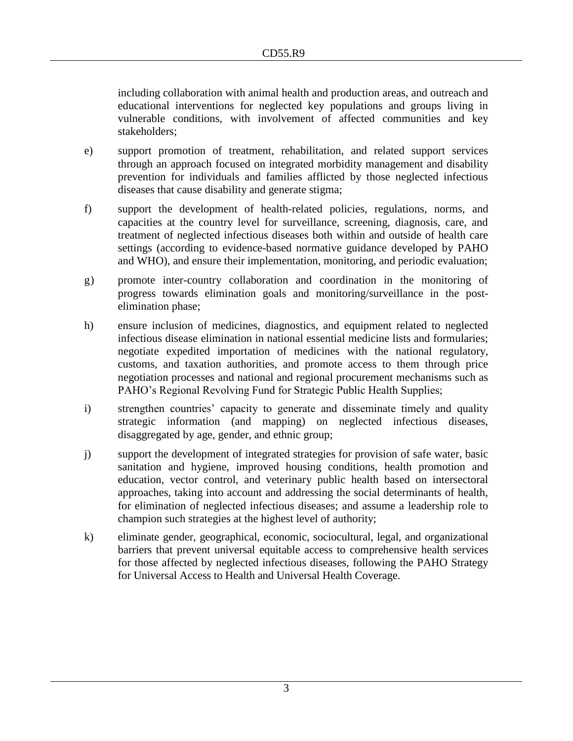including collaboration with animal health and production areas, and outreach and educational interventions for neglected key populations and groups living in vulnerable conditions, with involvement of affected communities and key stakeholders;

e) support promotion of treatment, rehabilitation, and related support services through an approach focused on integrated morbidity management and disability prevention for individuals and families afflicted by those neglected infectious diseases that cause disability and generate stigma;

f) support the development of health-related policies, regulations, norms, and capacities at the country level for surveillance, screening, diagnosis, care, and treatment of neglected infectious diseases both within and outside of health care settings (according to evidence-based normative guidance developed by PAHO and WHO), and ensure their implementation, monitoring, and periodic evaluation;

g) promote inter-country collaboration and coordination in the monitoring of progress towards elimination goals and monitoring/surveillance in the post-elimination phase;

h) ensure inclusion of medicines, diagnostics, and equipment related to neglected infectious disease elimination in national essential medicine lists and formularies; negotiate expedited importation of medicines with the national regulatory, customs, and taxation authorities, and promote access to them through price negotiation processes and national and regional procurement mechanisms such as PAHO's Regional Revolving Fund for Strategic Public Health Supplies;

i) strengthen countries' capacity to generate and disseminate timely and quality strategic information (and mapping) on neglected infectious diseases, disaggregated by age, gender, and ethnic group;

j) support the development of integrated strategies for provision of safe water, basic sanitation and hygiene, improved housing conditions, health promotion and education, vector control, and veterinary public health based on intersectoral approaches, taking into account and addressing the social determinants of health, for elimination of neglected infectious diseases; and assume a leadership role to champion such strategies at the highest level of authority;

k) eliminate gender, geographical, economic, sociocultural, legal, and organizational barriers that prevent universal equitable access to comprehensive health services for those affected by neglected infectious diseases, following the PAHO Strategy for Universal Access to Health and Universal Health Coverage.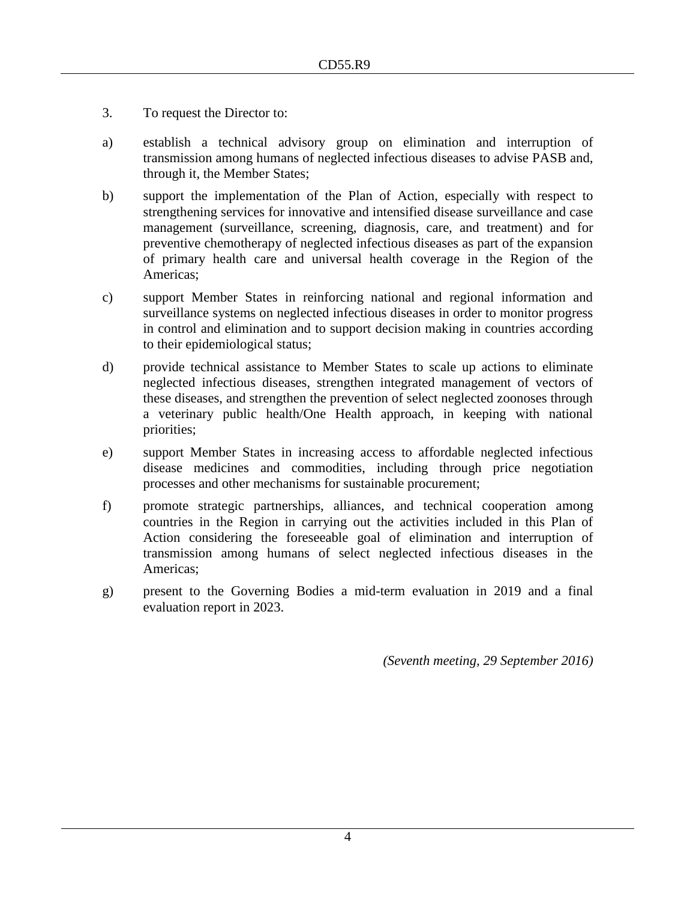3. To request the Director to:

a) establish a technical advisory group on elimination and interruption of transmission among humans of neglected infectious diseases to advise PASB and, through it, the Member States;

b) support the implementation of the Plan of Action, especially with respect to strengthening services for innovative and intensified disease surveillance and case management (surveillance, screening, diagnosis, care, and treatment) and for preventive chemotherapy of neglected infectious diseases as part of the expansion of primary health care and universal health coverage in the Region of the Americas;

c) support Member States in reinforcing national and regional information and surveillance systems on neglected infectious diseases in order to monitor progress in control and elimination and to support decision making in countries according to their epidemiological status;

d) provide technical assistance to Member States to scale up actions to eliminate neglected infectious diseases, strengthen integrated management of vectors of these diseases, and strengthen the prevention of select neglected zoonoses through a veterinary public health/One Health approach, in keeping with national priorities;

e) support Member States in increasing access to affordable neglected infectious disease medicines and commodities, including through price negotiation processes and other mechanisms for sustainable procurement;

f) promote strategic partnerships, alliances, and technical cooperation among countries in the Region in carrying out the activities included in this Plan of Action considering the foreseeable goal of elimination and interruption of transmission among humans of select neglected infectious diseases in the Americas;

g) present to the Governing Bodies a mid-term evaluation in 2019 and a final evaluation report in 2023.

*(Seventh meeting, 29 September 2016)*